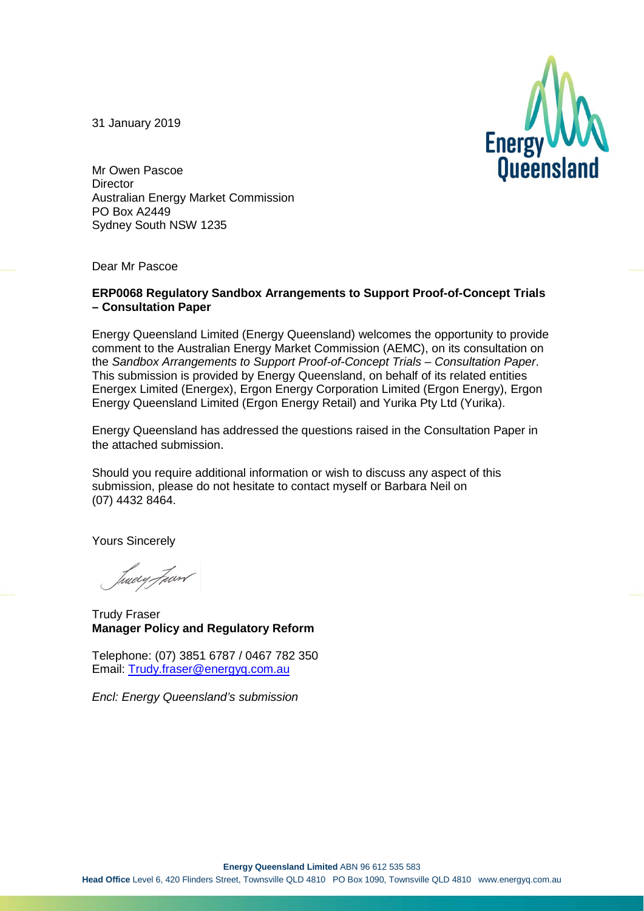31 January 2019

Mr Owen Pascoe
Director
Australian Energy Market Commission
PO Box A2449
Sydney South NSW 1235

Dear Mr Pascoe

**ERP0068 Regulatory Sandbox Arrangements to Support Proof-of-Concept Trials – Consultation Paper**

Energy Queensland Limited (Energy Queensland) welcomes the opportunity to provide comment to the Australian Energy Market Commission (AEMC), on its consultation on the *Sandbox Arrangements to Support Proof-of-Concept Trials – Consultation Paper*. This submission is provided by Energy Queensland, on behalf of its related entities Energex Limited (Energex), Ergon Energy Corporation Limited (Ergon Energy), Ergon Energy Queensland Limited (Ergon Energy Retail) and Yurika Pty Ltd (Yurika).

Energy Queensland has addressed the questions raised in the Consultation Paper in the attached submission.

Should you require additional information or wish to discuss any aspect of this submission, please do not hesitate to contact myself or Barbara Neil on (07) 4432 8464.

Yours Sincerely

Trudy Fraser
**Manager Policy and Regulatory Reform**

Telephone: (07) 3851 6787 / 0467 782 350
Email: Trudy.fraser@energyq.com.au

*Encl: Energy Queensland's submission*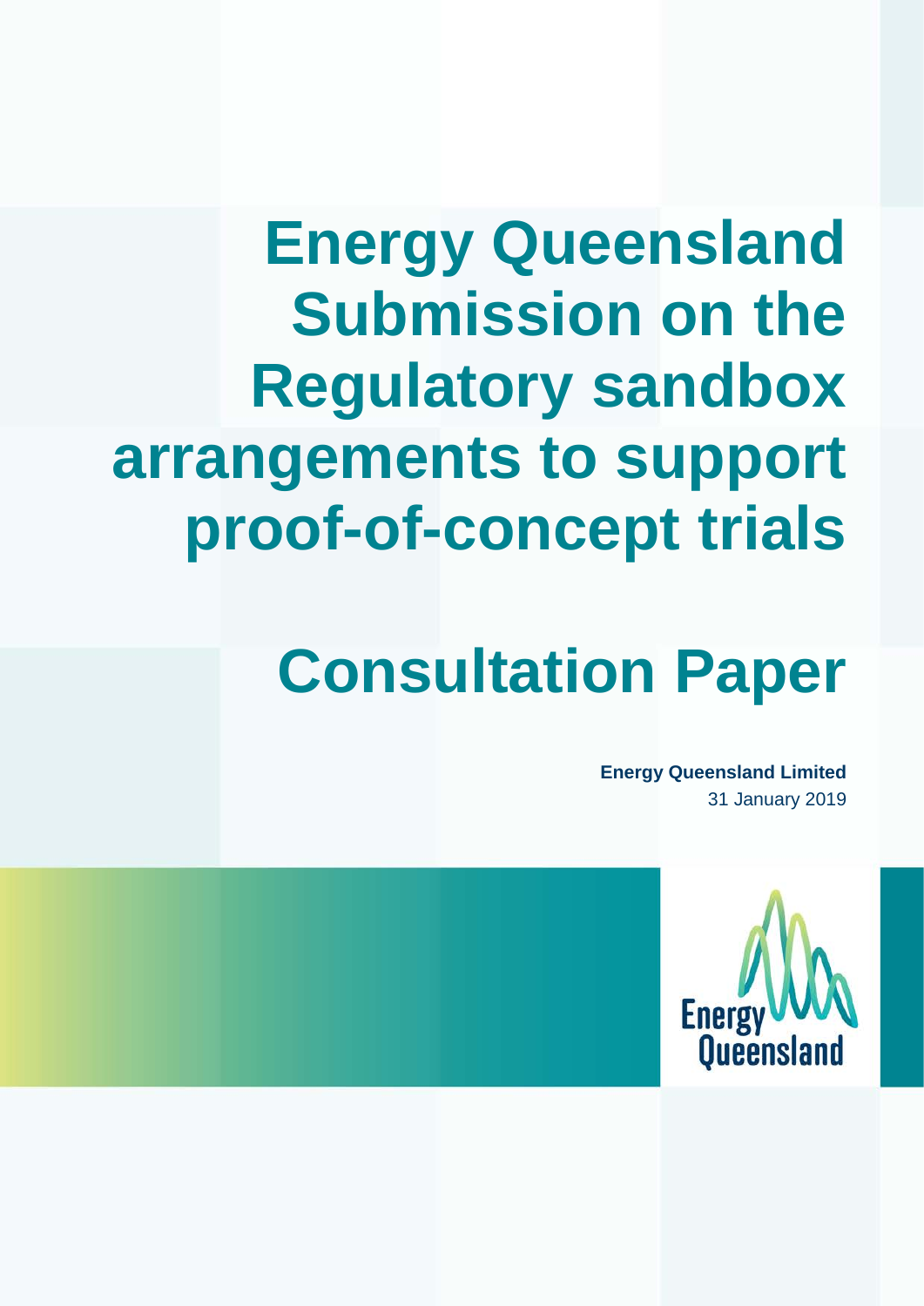# Energy Queensland Submission on the Regulatory sandbox arrangements to support proof-of-concept trials

# Consultation Paper

**Energy Queensland Limited**
31 January 2019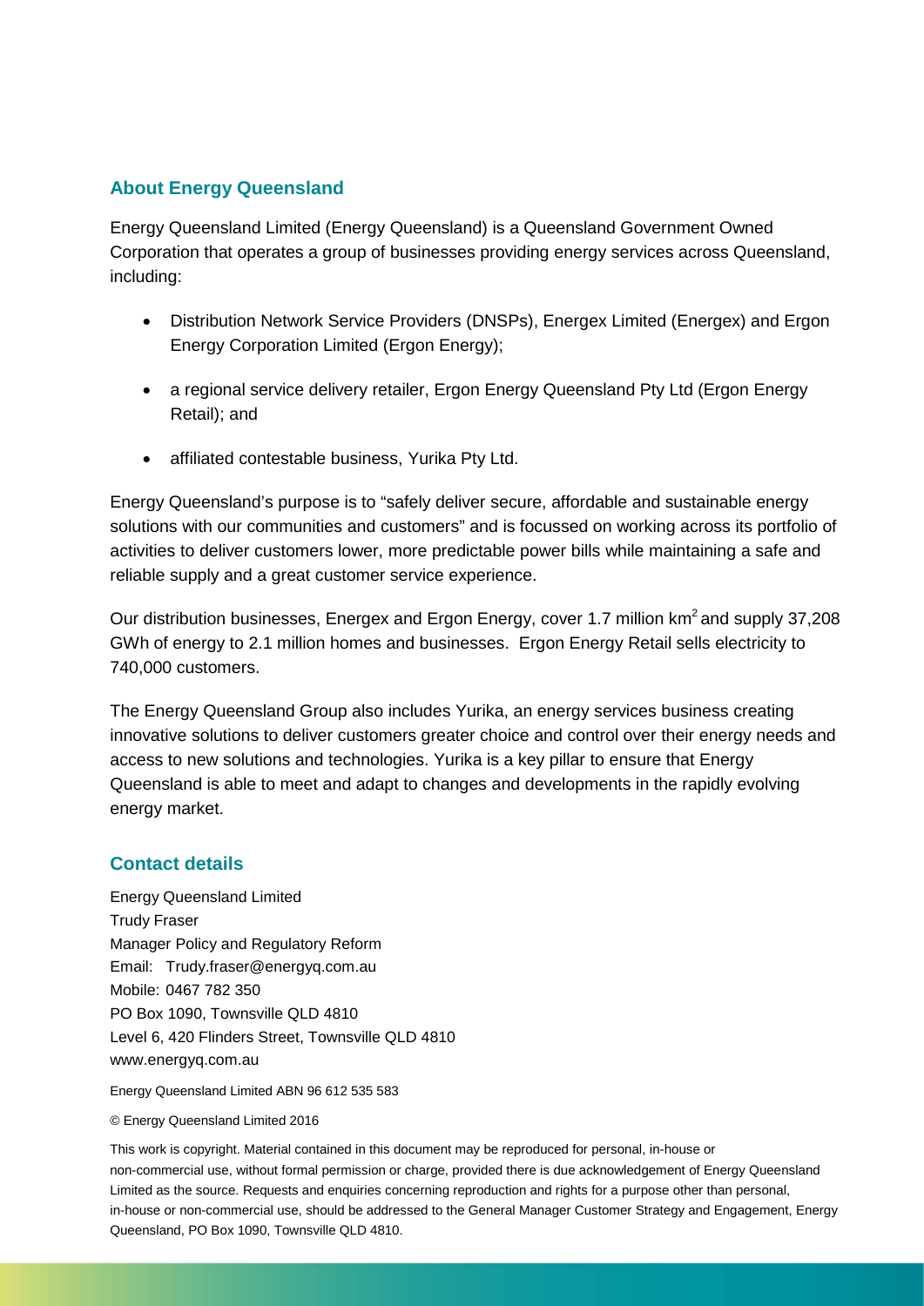## About Energy Queensland

Energy Queensland Limited (Energy Queensland) is a Queensland Government Owned Corporation that operates a group of businesses providing energy services across Queensland, including:

- Distribution Network Service Providers (DNSPs), Energex Limited (Energex) and Ergon Energy Corporation Limited (Ergon Energy);
- a regional service delivery retailer, Ergon Energy Queensland Pty Ltd (Ergon Energy Retail); and
- affiliated contestable business, Yurika Pty Ltd.

Energy Queensland's purpose is to "safely deliver secure, affordable and sustainable energy solutions with our communities and customers" and is focussed on working across its portfolio of activities to deliver customers lower, more predictable power bills while maintaining a safe and reliable supply and a great customer service experience.

Our distribution businesses, Energex and Ergon Energy, cover 1.7 million $km^2$ and supply 37,208 GWh of energy to 2.1 million homes and businesses. Ergon Energy Retail sells electricity to 740,000 customers.

The Energy Queensland Group also includes Yurika, an energy services business creating innovative solutions to deliver customers greater choice and control over their energy needs and access to new solutions and technologies. Yurika is a key pillar to ensure that Energy Queensland is able to meet and adapt to changes and developments in the rapidly evolving energy market.

## Contact details

Energy Queensland Limited
Trudy Fraser
Manager Policy and Regulatory Reform
Email: Trudy.fraser@energyq.com.au
Mobile: 0467 782 350
PO Box 1090, Townsville QLD 4810
Level 6, 420 Flinders Street, Townsville QLD 4810
www.energyq.com.au

Energy Queensland Limited ABN 96 612 535 583

© Energy Queensland Limited 2016

This work is copyright. Material contained in this document may be reproduced for personal, in-house or non-commercial use, without formal permission or charge, provided there is due acknowledgement of Energy Queensland Limited as the source. Requests and enquiries concerning reproduction and rights for a purpose other than personal, in-house or non-commercial use, should be addressed to the General Manager Customer Strategy and Engagement, Energy Queensland, PO Box 1090, Townsville QLD 4810.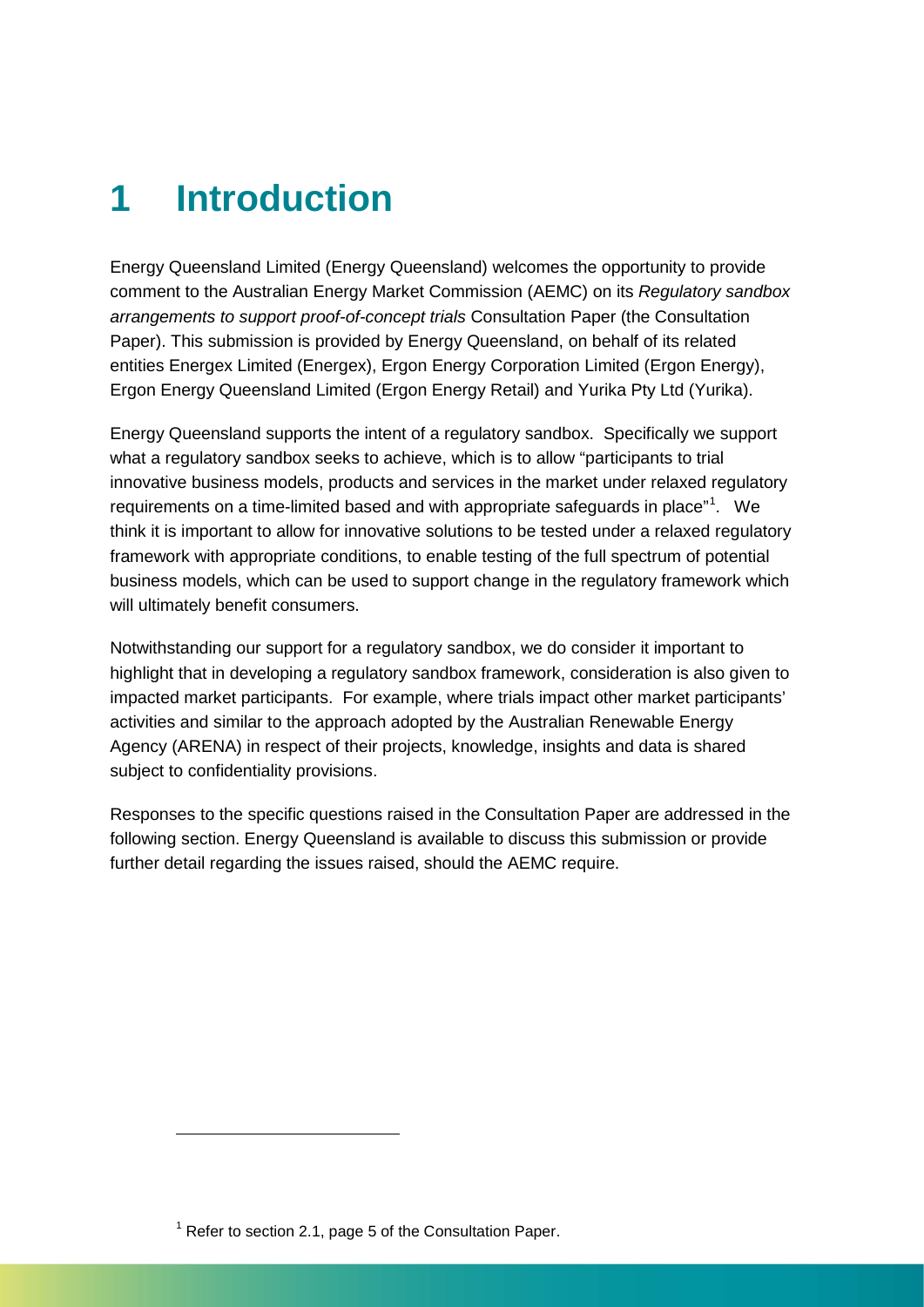# 1 Introduction

Energy Queensland Limited (Energy Queensland) welcomes the opportunity to provide comment to the Australian Energy Market Commission (AEMC) on its *Regulatory sandbox arrangements to support proof-of-concept trials* Consultation Paper (the Consultation Paper). This submission is provided by Energy Queensland, on behalf of its related entities Energex Limited (Energex), Ergon Energy Corporation Limited (Ergon Energy), Ergon Energy Queensland Limited (Ergon Energy Retail) and Yurika Pty Ltd (Yurika).

Energy Queensland supports the intent of a regulatory sandbox. Specifically we support what a regulatory sandbox seeks to achieve, which is to allow "participants to trial innovative business models, products and services in the market under relaxed regulatory requirements on a time-limited based and with appropriate safeguards in place"[1]. We think it is important to allow for innovative solutions to be tested under a relaxed regulatory framework with appropriate conditions, to enable testing of the full spectrum of potential business models, which can be used to support change in the regulatory framework which will ultimately benefit consumers.

Notwithstanding our support for a regulatory sandbox, we do consider it important to highlight that in developing a regulatory sandbox framework, consideration is also given to impacted market participants. For example, where trials impact other market participants' activities and similar to the approach adopted by the Australian Renewable Energy Agency (ARENA) in respect of their projects, knowledge, insights and data is shared subject to confidentiality provisions.

Responses to the specific questions raised in the Consultation Paper are addressed in the following section. Energy Queensland is available to discuss this submission or provide further detail regarding the issues raised, should the AEMC require.

[1] Refer to section 2.1, page 5 of the Consultation Paper.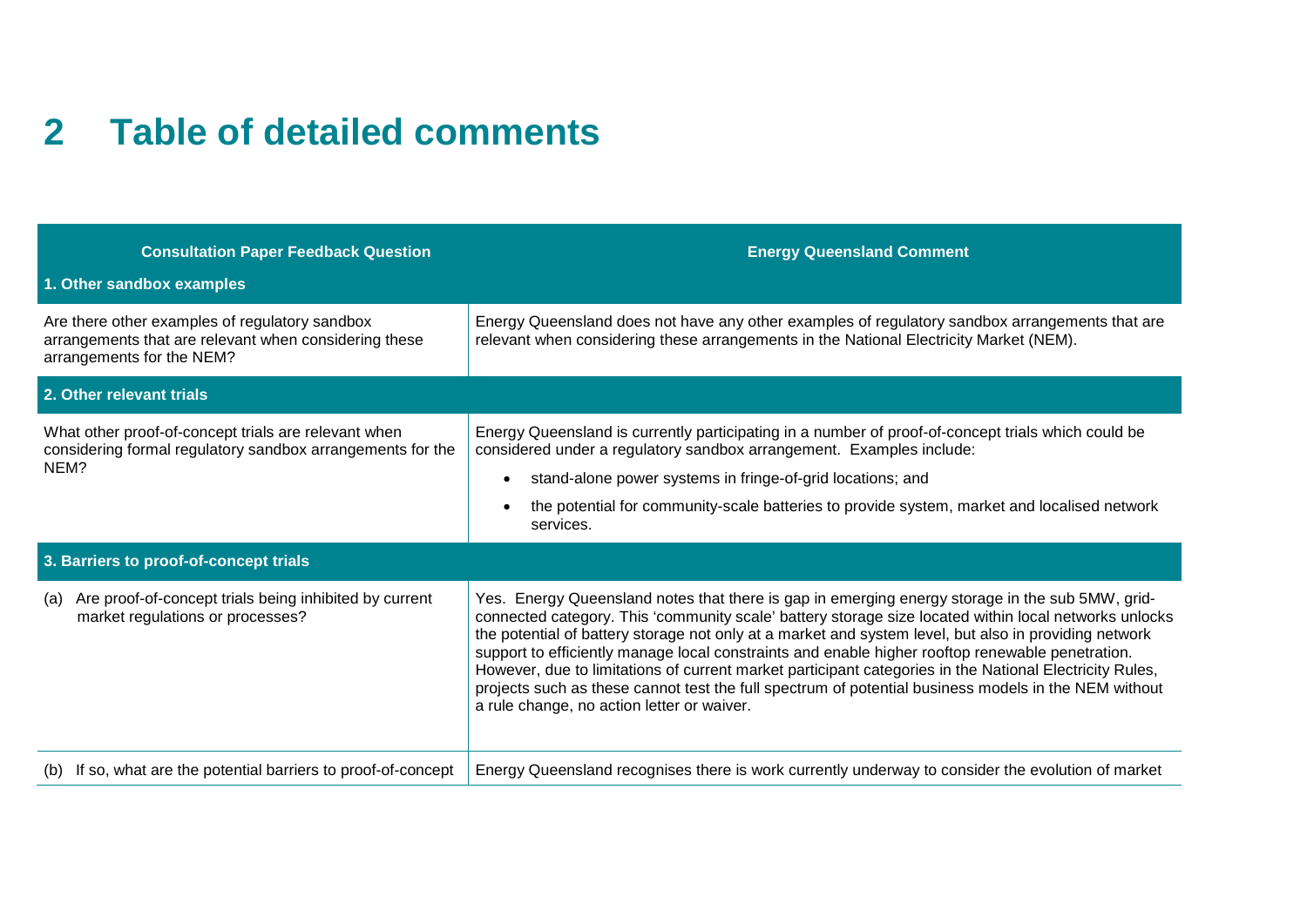# 2 Table of detailed comments

| Consultation Paper Feedback Question | Energy Queensland Comment |
|---|---|
| **1. Other sandbox examples** | |
| Are there other examples of regulatory sandbox arrangements that are relevant when considering these arrangements for the NEM? | Energy Queensland does not have any other examples of regulatory sandbox arrangements that are relevant when considering these arrangements in the National Electricity Market (NEM). |
| **2. Other relevant trials** | |
| What other proof-of-concept trials are relevant when considering formal regulatory sandbox arrangements for the NEM? | Energy Queensland is currently participating in a number of proof-of-concept trials which could be considered under a regulatory sandbox arrangement. Examples include:<br>• stand-alone power systems in fringe-of-grid locations; and<br>• the potential for community-scale batteries to provide system, market and localised network services. |
| **3. Barriers to proof-of-concept trials** | |
| (a) Are proof-of-concept trials being inhibited by current market regulations or processes? | Yes. Energy Queensland notes that there is gap in emerging energy storage in the sub 5MW, grid-connected category. This 'community scale' battery storage size located within local networks unlocks the potential of battery storage not only at a market and system level, but also in providing network support to efficiently manage local constraints and enable higher rooftop renewable penetration. However, due to limitations of current market participant categories in the National Electricity Rules, projects such as these cannot test the full spectrum of potential business models in the NEM without a rule change, no action letter or waiver. |
| (b) If so, what are the potential barriers to proof-of-concept | Energy Queensland recognises there is work currently underway to consider the evolution of market |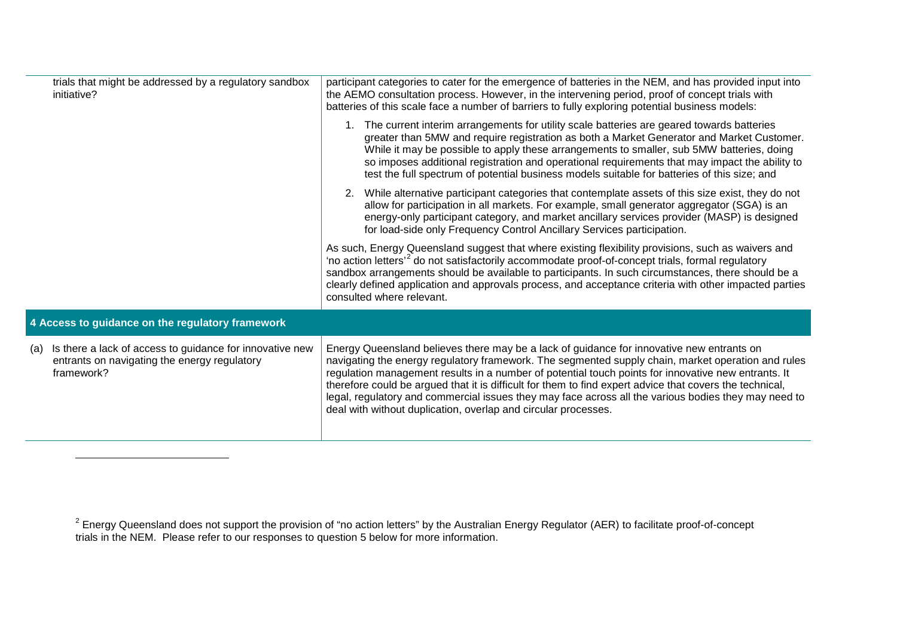| | |
|---|---|
| trials that might be addressed by a regulatory sandbox initiative? | participant categories to cater for the emergence of batteries in the NEM, and has provided input into the AEMO consultation process. However, in the intervening period, proof of concept trials with batteries of this scale face a number of barriers to fully exploring potential business models:<br><br>1. The current interim arrangements for utility scale batteries are geared towards batteries greater than 5MW and require registration as both a Market Generator and Market Customer. While it may be possible to apply these arrangements to smaller, sub 5MW batteries, doing so imposes additional registration and operational requirements that may impact the ability to test the full spectrum of potential business models suitable for batteries of this size; and<br><br>2. While alternative participant categories that contemplate assets of this size exist, they do not allow for participation in all markets. For example, small generator aggregator (SGA) is an energy-only participant category, and market ancillary services provider (MASP) is designed for load-side only Frequency Control Ancillary Services participation.<br><br>As such, Energy Queensland suggest that where existing flexibility provisions, such as waivers and 'no action letters'[2] do not satisfactorily accommodate proof-of-concept trials, formal regulatory sandbox arrangements should be available to participants. In such circumstances, there should be a clearly defined application and approvals process, and acceptance criteria with other impacted parties consulted where relevant. |
| **4 Access to guidance on the regulatory framework** | |
| (a) Is there a lack of access to guidance for innovative new entrants on navigating the energy regulatory framework? | Energy Queensland believes there may be a lack of guidance for innovative new entrants on navigating the energy regulatory framework. The segmented supply chain, market operation and rules regulation management results in a number of potential touch points for innovative new entrants. It therefore could be argued that it is difficult for them to find expert advice that covers the technical, legal, regulatory and commercial issues they may face across all the various bodies they may need to deal with without duplication, overlap and circular processes. |

[2] Energy Queensland does not support the provision of "no action letters" by the Australian Energy Regulator (AER) to facilitate proof-of-concept trials in the NEM. Please refer to our responses to question 5 below for more information.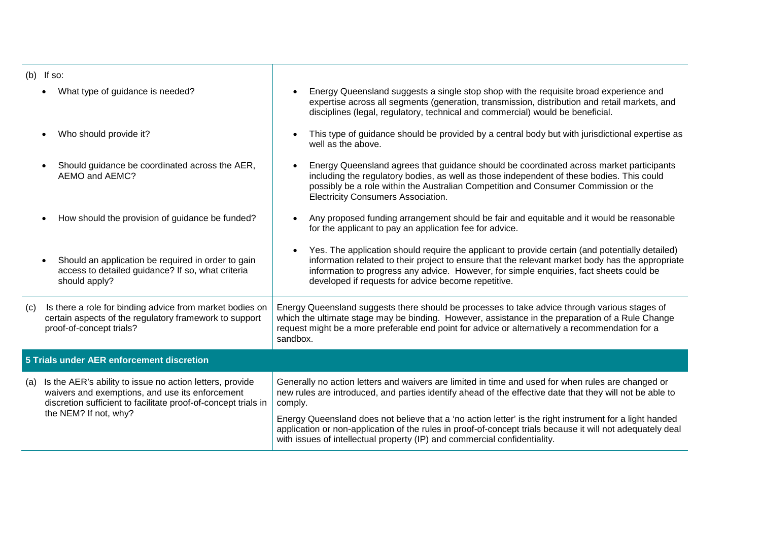| Question | Response |
| --- | --- |
| (b) If so: | |
| • What type of guidance is needed? | • Energy Queensland suggests a single stop shop with the requisite broad experience and expertise across all segments (generation, transmission, distribution and retail markets, and disciplines (legal, regulatory, technical and commercial) would be beneficial. |
| • Who should provide it? | • This type of guidance should be provided by a central body but with jurisdictional expertise as well as the above. |
| • Should guidance be coordinated across the AER, AEMO and AEMC? | • Energy Queensland agrees that guidance should be coordinated across market participants including the regulatory bodies, as well as those independent of these bodies. This could possibly be a role within the Australian Competition and Consumer Commission or the Electricity Consumers Association. |
| • How should the provision of guidance be funded? | • Any proposed funding arrangement should be fair and equitable and it would be reasonable for the applicant to pay an application fee for advice. |
| • Should an application be required in order to gain access to detailed guidance? If so, what criteria should apply? | • Yes. The application should require the applicant to provide certain (and potentially detailed) information related to their project to ensure that the relevant market body has the appropriate information to progress any advice. However, for simple enquiries, fact sheets could be developed if requests for advice become repetitive. |
| (c) Is there a role for binding advice from market bodies on certain aspects of the regulatory framework to support proof-of-concept trials? | Energy Queensland suggests there should be processes to take advice through various stages of which the ultimate stage may be binding. However, assistance in the preparation of a Rule Change request might be a more preferable end point for advice or alternatively a recommendation for a sandbox. |
| **5 Trials under AER enforcement discretion** | |
| (a) Is the AER's ability to issue no action letters, provide waivers and exemptions, and use its enforcement discretion sufficient to facilitate proof-of-concept trials in the NEM? If not, why? | Generally no action letters and waivers are limited in time and used for when rules are changed or new rules are introduced, and parties identify ahead of the effective date that they will not be able to comply.<br><br>Energy Queensland does not believe that a 'no action letter' is the right instrument for a light handed application or non-application of the rules in proof-of-concept trials because it will not adequately deal with issues of intellectual property (IP) and commercial confidentiality. |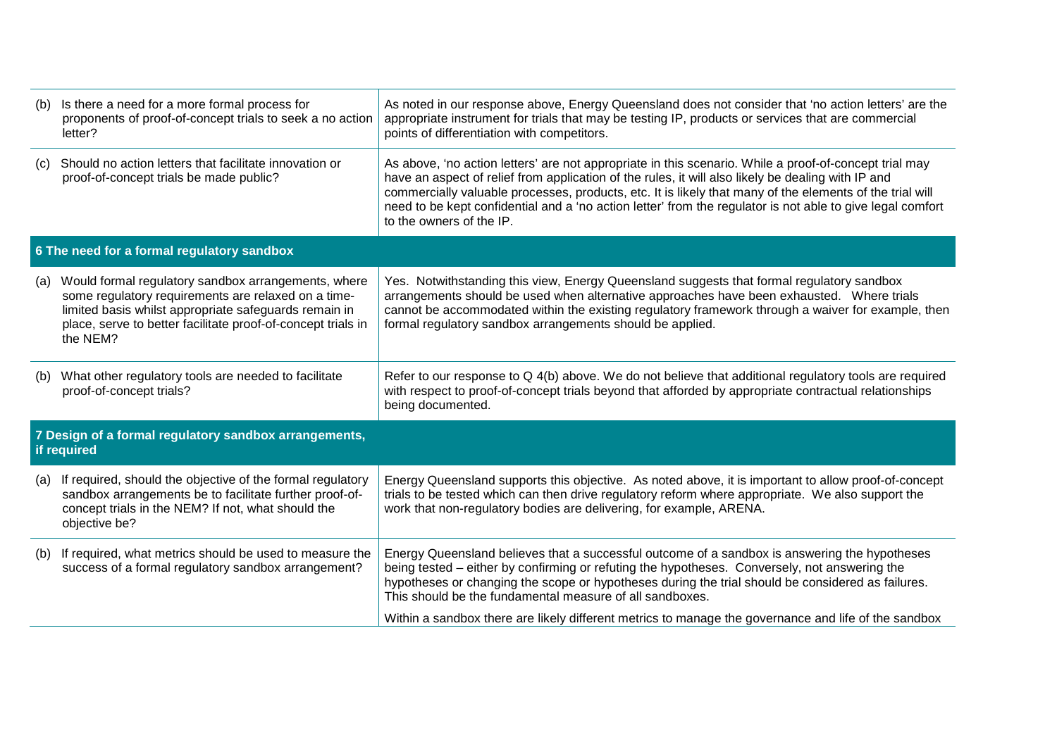| | |
|---|---|
| (b) Is there a need for a more formal process for proponents of proof-of-concept trials to seek a no action letter? | As noted in our response above, Energy Queensland does not consider that 'no action letters' are the appropriate instrument for trials that may be testing IP, products or services that are commercial points of differentiation with competitors. |
| (c) Should no action letters that facilitate innovation or proof-of-concept trials be made public? | As above, 'no action letters' are not appropriate in this scenario. While a proof-of-concept trial may have an aspect of relief from application of the rules, it will also likely be dealing with IP and commercially valuable processes, products, etc. It is likely that many of the elements of the trial will need to be kept confidential and a 'no action letter' from the regulator is not able to give legal comfort to the owners of the IP. |
| **6 The need for a formal regulatory sandbox** | |
| (a) Would formal regulatory sandbox arrangements, where some regulatory requirements are relaxed on a time-limited basis whilst appropriate safeguards remain in place, serve to better facilitate proof-of-concept trials in the NEM? | Yes. Notwithstanding this view, Energy Queensland suggests that formal regulatory sandbox arrangements should be used when alternative approaches have been exhausted. Where trials cannot be accommodated within the existing regulatory framework through a waiver for example, then formal regulatory sandbox arrangements should be applied. |
| (b) What other regulatory tools are needed to facilitate proof-of-concept trials? | Refer to our response to Q 4(b) above. We do not believe that additional regulatory tools are required with respect to proof-of-concept trials beyond that afforded by appropriate contractual relationships being documented. |
| **7 Design of a formal regulatory sandbox arrangements, if required** | |
| (a) If required, should the objective of the formal regulatory sandbox arrangements be to facilitate further proof-of-concept trials in the NEM? If not, what should the objective be? | Energy Queensland supports this objective. As noted above, it is important to allow proof-of-concept trials to be tested which can then drive regulatory reform where appropriate. We also support the work that non-regulatory bodies are delivering, for example, ARENA. |
| (b) If required, what metrics should be used to measure the success of a formal regulatory sandbox arrangement? | Energy Queensland believes that a successful outcome of a sandbox is answering the hypotheses being tested – either by confirming or refuting the hypotheses. Conversely, not answering the hypotheses or changing the scope or hypotheses during the trial should be considered as failures. This should be the fundamental measure of all sandboxes.<br><br>Within a sandbox there are likely different metrics to manage the governance and life of the sandbox |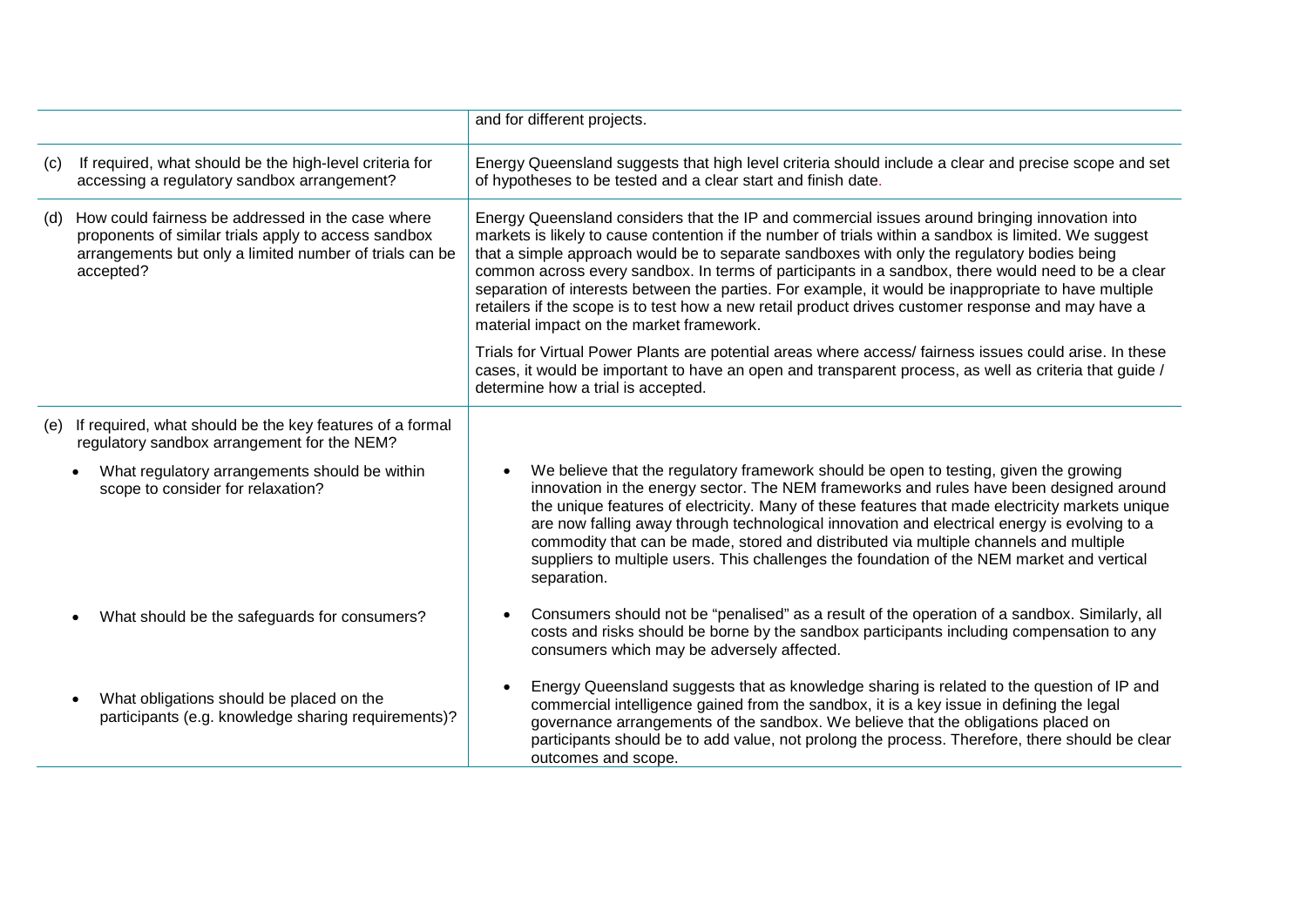| | |
|---|---|
| | and for different projects. |
| (c) If required, what should be the high-level criteria for accessing a regulatory sandbox arrangement? | Energy Queensland suggests that high level criteria should include a clear and precise scope and set of hypotheses to be tested and a clear start and finish date. |
| (d) How could fairness be addressed in the case where proponents of similar trials apply to access sandbox arrangements but only a limited number of trials can be accepted? | Energy Queensland considers that the IP and commercial issues around bringing innovation into markets is likely to cause contention if the number of trials within a sandbox is limited. We suggest that a simple approach would be to separate sandboxes with only the regulatory bodies being common across every sandbox. In terms of participants in a sandbox, there would need to be a clear separation of interests between the parties. For example, it would be inappropriate to have multiple retailers if the scope is to test how a new retail product drives customer response and may have a material impact on the market framework.<br><br>Trials for Virtual Power Plants are potential areas where access/ fairness issues could arise. In these cases, it would be important to have an open and transparent process, as well as criteria that guide / determine how a trial is accepted. |
| (e) If required, what should be the key features of a formal regulatory sandbox arrangement for the NEM?<br><br>• What regulatory arrangements should be within scope to consider for relaxation? | • We believe that the regulatory framework should be open to testing, given the growing innovation in the energy sector. The NEM frameworks and rules have been designed around the unique features of electricity. Many of these features that made electricity markets unique are now falling away through technological innovation and electrical energy is evolving to a commodity that can be made, stored and distributed via multiple channels and multiple suppliers to multiple users. This challenges the foundation of the NEM market and vertical separation. |
| • What should be the safeguards for consumers? | • Consumers should not be "penalised" as a result of the operation of a sandbox. Similarly, all costs and risks should be borne by the sandbox participants including compensation to any consumers which may be adversely affected. |
| • What obligations should be placed on the participants (e.g. knowledge sharing requirements)? | • Energy Queensland suggests that as knowledge sharing is related to the question of IP and commercial intelligence gained from the sandbox, it is a key issue in defining the legal governance arrangements of the sandbox. We believe that the obligations placed on participants should be to add value, not prolong the process. Therefore, there should be clear outcomes and scope. |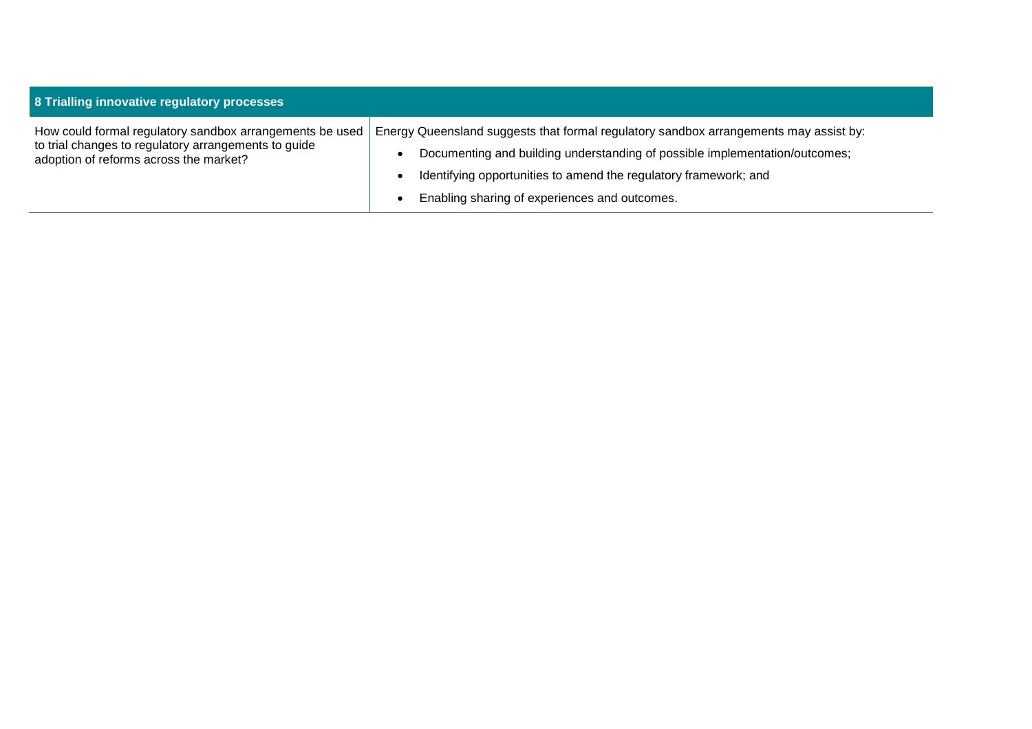| 8 Trialling innovative regulatory processes | |
|---|---|
| How could formal regulatory sandbox arrangements be used to trial changes to regulatory arrangements to guide adoption of reforms across the market? | Energy Queensland suggests that formal regulatory sandbox arrangements may assist by:<br>• Documenting and building understanding of possible implementation/outcomes;<br>• Identifying opportunities to amend the regulatory framework; and<br>• Enabling sharing of experiences and outcomes. |